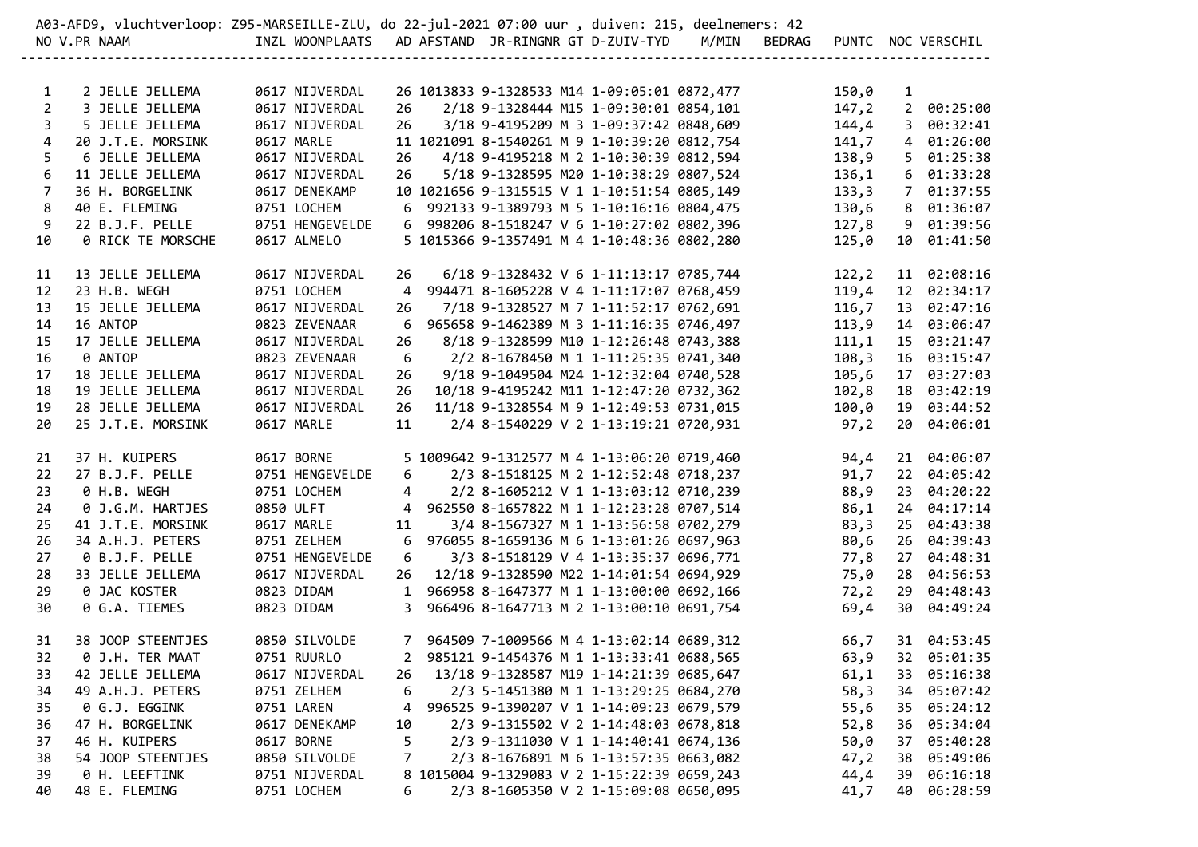A03-AFD9, vluchtverloop: Z95-MARSEILLE-ZLU, do 22-jul-2021 07:00 uur , duiven: 215, deelnemers: 42

| NO | V.PR | NAAM | INZL | WOONPLAATS | AD | AFSTAND | JR-RINGNR | GT | D-ZUIV-TYD | M/MIN | BEDRAG | PUNTC | NOC | VERSCHIL |
|---|---|---|---|---|---|---|---|---|---|---|---|---|---|---|
| 1 | 2 | JELLE JELLEMA | 0617 | NIJVERDAL | 26 | 1013833 | 9-1328533 | M14 | 1-09:05:01 | 0872,477 | | 150,0 | 1 | |
| 2 | 3 | JELLE JELLEMA | 0617 | NIJVERDAL | 26 | 2/18 | 9-1328444 | M15 | 1-09:30:01 | 0854,101 | | 147,2 | 2 | 00:25:00 |
| 3 | 5 | JELLE JELLEMA | 0617 | NIJVERDAL | 26 | 3/18 | 9-4195209 | M 3 | 1-09:37:42 | 0848,609 | | 144,4 | 3 | 00:32:41 |
| 4 | 20 | J.T.E. MORSINK | 0617 | MARLE | 11 | 1021091 | 8-1540261 | M 9 | 1-10:39:20 | 0812,754 | | 141,7 | 4 | 01:26:00 |
| 5 | 6 | JELLE JELLEMA | 0617 | NIJVERDAL | 26 | 4/18 | 9-4195218 | M 2 | 1-10:30:39 | 0812,594 | | 138,9 | 5 | 01:25:38 |
| 6 | 11 | JELLE JELLEMA | 0617 | NIJVERDAL | 26 | 5/18 | 9-1328595 | M20 | 1-10:38:29 | 0807,524 | | 136,1 | 6 | 01:33:28 |
| 7 | 36 | H. BORGELINK | 0617 | DENEKAMP | 10 | 1021656 | 9-1315515 | V 1 | 1-10:51:54 | 0805,149 | | 133,3 | 7 | 01:37:55 |
| 8 | 40 | E. FLEMING | 0751 | LOCHEM | 6 | 992133 | 9-1389793 | M 5 | 1-10:16:16 | 0804,475 | | 130,6 | 8 | 01:36:07 |
| 9 | 22 | B.J.F. PELLE | 0751 | HENGEVELDE | 6 | 998206 | 8-1518247 | V 6 | 1-10:27:02 | 0802,396 | | 127,8 | 9 | 01:39:56 |
| 10 | 0 | RICK TE MORSCHE | 0617 | ALMELO | 5 | 1015366 | 9-1357491 | M 4 | 1-10:48:36 | 0802,280 | | 125,0 | 10 | 01:41:50 |
| 11 | 13 | JELLE JELLEMA | 0617 | NIJVERDAL | 26 | 6/18 | 9-1328432 | V 6 | 1-11:13:17 | 0785,744 | | 122,2 | 11 | 02:08:16 |
| 12 | 23 | H.B. WEGH | 0751 | LOCHEM | 4 | 994471 | 8-1605228 | V 4 | 1-11:17:07 | 0768,459 | | 119,4 | 12 | 02:34:17 |
| 13 | 15 | JELLE JELLEMA | 0617 | NIJVERDAL | 26 | 7/18 | 9-1328527 | M 7 | 1-11:52:17 | 0762,691 | | 116,7 | 13 | 02:47:16 |
| 14 | 16 | ANTOP | 0823 | ZEVENAAR | 6 | 965658 | 9-1462389 | M 3 | 1-11:16:35 | 0746,497 | | 113,9 | 14 | 03:06:47 |
| 15 | 17 | JELLE JELLEMA | 0617 | NIJVERDAL | 26 | 8/18 | 9-1328599 | M10 | 1-12:26:48 | 0743,388 | | 111,1 | 15 | 03:21:47 |
| 16 | 0 | ANTOP | 0823 | ZEVENAAR | 6 | 2/2 | 8-1678450 | M 1 | 1-11:25:35 | 0741,340 | | 108,3 | 16 | 03:15:47 |
| 17 | 18 | JELLE JELLEMA | 0617 | NIJVERDAL | 26 | 9/18 | 9-1049504 | M24 | 1-12:32:04 | 0740,528 | | 105,6 | 17 | 03:27:03 |
| 18 | 19 | JELLE JELLEMA | 0617 | NIJVERDAL | 26 | 10/18 | 9-4195242 | M11 | 1-12:47:20 | 0732,362 | | 102,8 | 18 | 03:42:19 |
| 19 | 28 | JELLE JELLEMA | 0617 | NIJVERDAL | 26 | 11/18 | 9-1328554 | M 9 | 1-12:49:53 | 0731,015 | | 100,0 | 19 | 03:44:52 |
| 20 | 25 | J.T.E. MORSINK | 0617 | MARLE | 11 | 2/4 | 8-1540229 | V 2 | 1-13:19:21 | 0720,931 | | 97,2 | 20 | 04:06:01 |
| 21 | 37 | H. KUIPERS | 0617 | BORNE | 5 | 1009642 | 9-1312577 | M 4 | 1-13:06:20 | 0719,460 | | 94,4 | 21 | 04:06:07 |
| 22 | 27 | B.J.F. PELLE | 0751 | HENGEVELDE | 6 | 2/3 | 8-1518125 | M 2 | 1-12:52:48 | 0718,237 | | 91,7 | 22 | 04:05:42 |
| 23 | 0 | H.B. WEGH | 0751 | LOCHEM | 4 | 2/2 | 8-1605212 | V 1 | 1-13:03:12 | 0710,239 | | 88,9 | 23 | 04:20:22 |
| 24 | 0 | J.G.M. HARTJES | 0850 | ULFT | 4 | 962550 | 8-1657822 | M 1 | 1-12:23:28 | 0707,514 | | 86,1 | 24 | 04:17:14 |
| 25 | 41 | J.T.E. MORSINK | 0617 | MARLE | 11 | 3/4 | 8-1567327 | M 1 | 1-13:56:58 | 0702,279 | | 83,3 | 25 | 04:43:38 |
| 26 | 34 | A.H.J. PETERS | 0751 | ZELHEM | 6 | 976055 | 8-1659136 | M 6 | 1-13:01:26 | 0697,963 | | 80,6 | 26 | 04:39:43 |
| 27 | 0 | B.J.F. PELLE | 0751 | HENGEVELDE | 6 | 3/3 | 8-1518129 | V 4 | 1-13:35:37 | 0696,771 | | 77,8 | 27 | 04:48:31 |
| 28 | 33 | JELLE JELLEMA | 0617 | NIJVERDAL | 26 | 12/18 | 9-1328590 | M22 | 1-14:01:54 | 0694,929 | | 75,0 | 28 | 04:56:53 |
| 29 | 0 | JAC KOSTER | 0823 | DIDAM | 1 | 966958 | 8-1647377 | M 1 | 1-13:00:00 | 0692,166 | | 72,2 | 29 | 04:48:43 |
| 30 | 0 | G.A. TIEMES | 0823 | DIDAM | 3 | 966496 | 8-1647713 | M 2 | 1-13:00:10 | 0691,754 | | 69,4 | 30 | 04:49:24 |
| 31 | 38 | JOOP STEENTJES | 0850 | SILVOLDE | 7 | 964509 | 7-1009566 | M 4 | 1-13:02:14 | 0689,312 | | 66,7 | 31 | 04:53:45 |
| 32 | 0 | J.H. TER MAAT | 0751 | RUURLO | 2 | 985121 | 9-1454376 | M 1 | 1-13:33:41 | 0688,565 | | 63,9 | 32 | 05:01:35 |
| 33 | 42 | JELLE JELLEMA | 0617 | NIJVERDAL | 26 | 13/18 | 9-1328587 | M19 | 1-14:21:39 | 0685,647 | | 61,1 | 33 | 05:16:38 |
| 34 | 49 | A.H.J. PETERS | 0751 | ZELHEM | 6 | 2/3 | 5-1451380 | M 1 | 1-13:29:25 | 0684,270 | | 58,3 | 34 | 05:07:42 |
| 35 | 0 | G.J. EGGINK | 0751 | LAREN | 4 | 996525 | 9-1390207 | V 1 | 1-14:09:23 | 0679,579 | | 55,6 | 35 | 05:24:12 |
| 36 | 47 | H. BORGELINK | 0617 | DENEKAMP | 10 | 2/3 | 9-1315502 | V 2 | 1-14:48:03 | 0678,818 | | 52,8 | 36 | 05:34:04 |
| 37 | 46 | H. KUIPERS | 0617 | BORNE | 5 | 2/3 | 9-1311030 | V 1 | 1-14:40:41 | 0674,136 | | 50,0 | 37 | 05:40:28 |
| 38 | 54 | JOOP STEENTJES | 0850 | SILVOLDE | 7 | 2/3 | 8-1676891 | M 6 | 1-13:57:35 | 0663,082 | | 47,2 | 38 | 05:49:06 |
| 39 | 0 | H. LEEFTINK | 0751 | NIJVERDAL | 8 | 1015004 | 9-1329083 | V 2 | 1-15:22:39 | 0659,243 | | 44,4 | 39 | 06:16:18 |
| 40 | 48 | E. FLEMING | 0751 | LOCHEM | 6 | 2/3 | 8-1605350 | V 2 | 1-15:09:08 | 0650,095 | | 41,7 | 40 | 06:28:59 |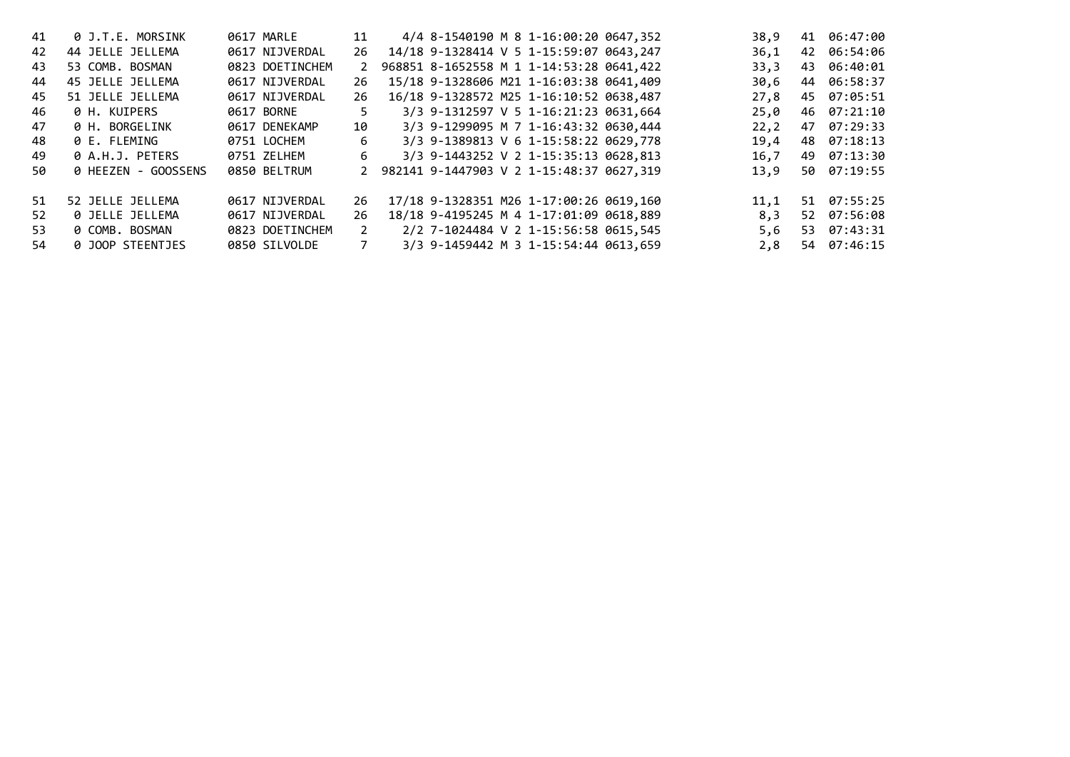| | | | | | | | | | | | | |
|---|---|---|---|---|---|---|---|---|---|---|---|---|
| 41 | 0 J.T.E. MORSINK | 0617 MARLE | 11 | 4/4 | 8-1540190 | M 8 | 1-16:00:20 | 0647,352 | 38,9 | 41 | 06:47:00 |
| 42 | 44 JELLE JELLEMA | 0617 NIJVERDAL | 26 | 14/18 | 9-1328414 | V 5 | 1-15:59:07 | 0643,247 | 36,1 | 42 | 06:54:06 |
| 43 | 53 COMB. BOSMAN | 0823 DOETINCHEM | 2 | 968851 | 8-1652558 | M 1 | 1-14:53:28 | 0641,422 | 33,3 | 43 | 06:40:01 |
| 44 | 45 JELLE JELLEMA | 0617 NIJVERDAL | 26 | 15/18 | 9-1328606 | M21 | 1-16:03:38 | 0641,409 | 30,6 | 44 | 06:58:37 |
| 45 | 51 JELLE JELLEMA | 0617 NIJVERDAL | 26 | 16/18 | 9-1328572 | M25 | 1-16:10:52 | 0638,487 | 27,8 | 45 | 07:05:51 |
| 46 | 0 H. KUIPERS | 0617 BORNE | 5 | 3/3 | 9-1312597 | V 5 | 1-16:21:23 | 0631,664 | 25,0 | 46 | 07:21:10 |
| 47 | 0 H. BORGELINK | 0617 DENEKAMP | 10 | 3/3 | 9-1299095 | M 7 | 1-16:43:32 | 0630,444 | 22,2 | 47 | 07:29:33 |
| 48 | 0 E. FLEMING | 0751 LOCHEM | 6 | 3/3 | 9-1389813 | V 6 | 1-15:58:22 | 0629,778 | 19,4 | 48 | 07:18:13 |
| 49 | 0 A.H.J. PETERS | 0751 ZELHEM | 6 | 3/3 | 9-1443252 | V 2 | 1-15:35:13 | 0628,813 | 16,7 | 49 | 07:13:30 |
| 50 | 0 HEEZEN - GOOSSENS | 0850 BELTRUM | 2 | 982141 | 9-1447903 | V 2 | 1-15:48:37 | 0627,319 | 13,9 | 50 | 07:19:55 |
| 51 | 52 JELLE JELLEMA | 0617 NIJVERDAL | 26 | 17/18 | 9-1328351 | M26 | 1-17:00:26 | 0619,160 | 11,1 | 51 | 07:55:25 |
| 52 | 0 JELLE JELLEMA | 0617 NIJVERDAL | 26 | 18/18 | 9-4195245 | M 4 | 1-17:01:09 | 0618,889 | 8,3 | 52 | 07:56:08 |
| 53 | 0 COMB. BOSMAN | 0823 DOETINCHEM | 2 | 2/2 | 7-1024484 | V 2 | 1-15:56:58 | 0615,545 | 5,6 | 53 | 07:43:31 |
| 54 | 0 JOOP STEENTJES | 0850 SILVOLDE | 7 | 3/3 | 9-1459442 | M 3 | 1-15:54:44 | 0613,659 | 2,8 | 54 | 07:46:15 |